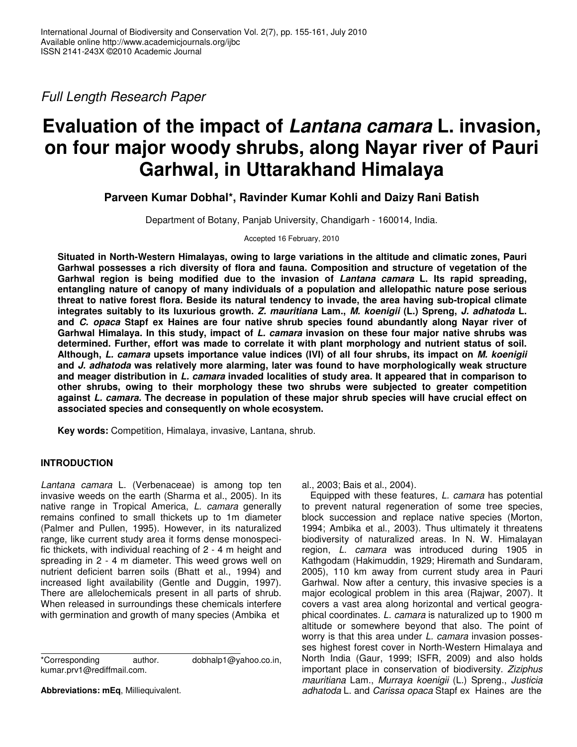*Full Length Research Paper*

# Evaluation of the impact of *Lantana camara* L. invasion, on four major woody shrubs, along Nayar river of Pauri Garhwal, in Uttarakhand Himalaya

**Parveen Kumar Dobhal\*, Ravinder Kumar Kohli and Daizy Rani Batish**

Department of Botany, Panjab University, Chandigarh - 160014, India.

Accepted 16 February, 2010

**Situated in North-Western Himalayas, owing to large variations in the altitude and climatic zones, Pauri Garhwal possesses a rich diversity of flora and fauna. Composition and structure of vegetation of the Garhwal region is being modified due to the invasion of *Lantana camara* L. Its rapid spreading, entangling nature of canopy of many individuals of a population and allelopathic nature pose serious threat to native forest flora. Beside its natural tendency to invade, the area having sub-tropical climate integrates suitably to its luxurious growth. *Z. mauritiana* Lam., *M. koenigii* (L.) Spreng, *J. adhatoda* L. and *C. opaca* Stapf ex Haines are four native shrub species found abundantly along Nayar river of Garhwal Himalaya. In this study, impact of *L. camara* invasion on these four major native shrubs was determined. Further, effort was made to correlate it with plant morphology and nutrient status of soil. Although, *L. camara* upsets importance value indices (IVI) of all four shrubs, its impact on *M. koenigii* and *J. adhatoda* was relatively more alarming, later was found to have morphologically weak structure and meager distribution in *L. camara* invaded localities of study area. It appeared that in comparison to other shrubs, owing to their morphology these two shrubs were subjected to greater competition against *L. camara.* The decrease in population of these major shrub species will have crucial effect on associated species and consequently on whole ecosystem.**

**Key words:** Competition, Himalaya, invasive, Lantana, shrub.

## INTRODUCTION

*Lantana camara* L. (Verbenaceae) is among top ten invasive weeds on the earth (Sharma et al., 2005). In its native range in Tropical America, *L. camara* generally remains confined to small thickets up to 1m diameter (Palmer and Pullen, 1995). However, in its naturalized range, like current study area it forms dense monospecific thickets, with individual reaching of 2 - 4 m height and spreading in 2 - 4 m diameter. This weed grows well on nutrient deficient barren soils (Bhatt et al., 1994) and increased light availability (Gentle and Duggin, 1997). There are allelochemicals present in all parts of shrub. When released in surroundings these chemicals interfere with germination and growth of many species (Ambika et al., 2003; Bais et al., 2004).

Equipped with these features, *L. camara* has potential to prevent natural regeneration of some tree species, block succession and replace native species (Morton, 1994; Ambika et al., 2003). Thus ultimately it threatens biodiversity of naturalized areas. In N. W. Himalayan region, *L. camara* was introduced during 1905 in Kathgodam (Hakimuddin, 1929; Hiremath and Sundaram, 2005), 110 km away from current study area in Pauri Garhwal. Now after a century, this invasive species is a major ecological problem in this area (Rajwar, 2007). It covers a vast area along horizontal and vertical geographical coordinates. *L. camara* is naturalized up to 1900 m altitude or somewhere beyond that also. The point of worry is that this area under *L. camara* invasion possesses highest forest cover in North-Western Himalaya and North India (Gaur, 1999; ISFR, 2009) and also holds important place in conservation of biodiversity. *Ziziphus mauritiana* Lam., *Murraya koenigii* (L.) Spreng., *Justicia adhatoda* L. and *Carissa opaca* Stapf ex Haines are the

\*Corresponding author. dobhalp1@yahoo.co.in, kumar.prv1@rediffmail.com.

**Abbreviations: mEq**, Milliequivalent.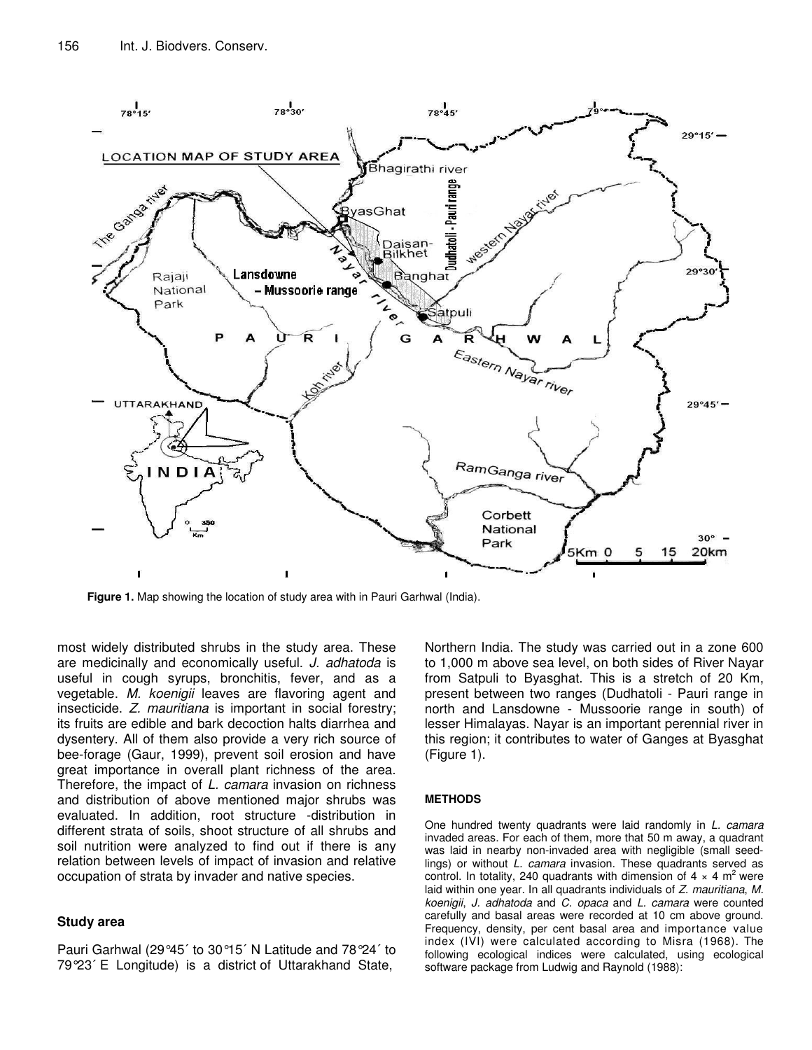Figure 1. Map showing the location of study area with in Pauri Garhwal (India).

most widely distributed shrubs in the study area. These are medicinally and economically useful. *J. adhatoda* is useful in cough syrups, bronchitis, fever, and as a vegetable. *M. koenigii* leaves are flavoring agent and insecticide. *Z. mauritiana* is important in social forestry; its fruits are edible and bark decoction halts diarrhea and dysentery. All of them also provide a very rich source of bee-forage (Gaur, 1999), prevent soil erosion and have great importance in overall plant richness of the area. Therefore, the impact of *L. camara* invasion on richness and distribution of above mentioned major shrubs was evaluated. In addition, root structure -distribution in different strata of soils, shoot structure of all shrubs and soil nutrition were analyzed to find out if there is any relation between levels of impact of invasion and relative occupation of strata by invader and native species.

## Study area

Pauri Garhwal (29°45´ to 30°15´ N Latitude and 78°24´ to 79°23´ E Longitude) is a district of Uttarakhand State, Northern India. The study was carried out in a zone 600 to 1,000 m above sea level, on both sides of River Nayar from Satpuli to Byasghat. This is a stretch of 20 Km, present between two ranges (Dudhatoli - Pauri range in north and Lansdowne - Mussoorie range in south) of lesser Himalayas. Nayar is an important perennial river in this region; it contributes to water of Ganges at Byasghat (Figure 1).

## METHODS

One hundred twenty quadrants were laid randomly in *L. camara* invaded areas. For each of them, more that 50 m away, a quadrant was laid in nearby non-invaded area with negligible (small seedlings) or without *L. camara* invasion. These quadrants served as control. In totality, 240 quadrants with dimension of $4 \times 4$ m$^2$ were laid within one year. In all quadrants individuals of *Z. mauritiana*, *M. koenigii*, *J. adhatoda* and *C. opaca* and *L. camara* were counted carefully and basal areas were recorded at 10 cm above ground. Frequency, density, per cent basal area and importance value index (IVI) were calculated according to Misra (1968). The following ecological indices were calculated, using ecological software package from Ludwig and Raynold (1988):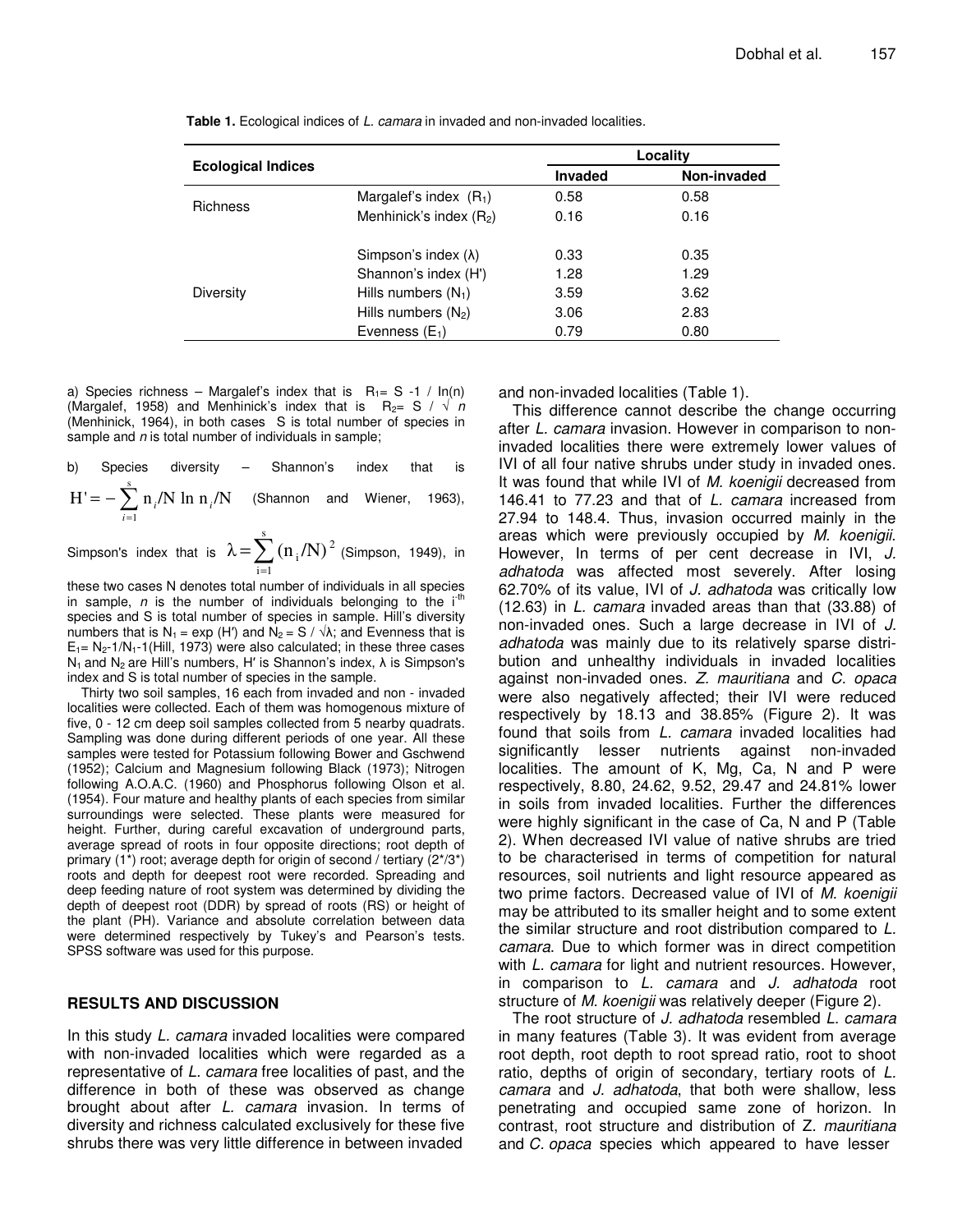**Table 1.** Ecological indices of *L. camara* in invaded and non-invaded localities.

| Ecological Indices | | Locality | |
|---|---|---|---|
| | | Invaded | Non-invaded |
| Richness | Margalef's index ($R_1$) | 0.58 | 0.58 |
| | Menhinick's index ($R_2$) | 0.16 | 0.16 |
| Diversity | Simpson's index (λ) | 0.33 | 0.35 |
| | Shannon's index (H') | 1.28 | 1.29 |
| | Hills numbers ($N_1$) | 3.59 | 3.62 |
| | Hills numbers ($N_2$) | 3.06 | 2.83 |
| | Evenness ($E_1$) | 0.79 | 0.80 |

a) Species richness – Margalef's index that is $R_1 = S - 1 / \ln(n)$ (Margalef, 1958) and Menhinick's index that is $R_2 = S / \sqrt{n}$ (Menhinick, 1964), in both cases S is total number of species in sample and *n* is total number of individuals in sample;

b) Species diversity – Shannon's index that is $H' = -\sum_{i=1}^{s} n_i/N \ln n_i/N$ (Shannon and Wiener, 1963), Simpson's index that is $\lambda = \sum_{i=1}^{s} (n_i/N)^2$ (Simpson, 1949), in these two cases N denotes total number of individuals in all species in sample, *n* is the number of individuals belonging to the $i^{th}$ species and S is total number of species in sample. Hill's diversity numbers that is $N_1 = \exp(H')$ and $N_2 = S / \sqrt{\lambda}$; and Evenness that is $E_1 = N_2 - 1/N_1 - 1$ (Hill, 1973) were also calculated; in these three cases $N_1$ and $N_2$ are Hill's numbers, H' is Shannon's index, λ is Simpson's index and S is total number of species in the sample.

Thirty two soil samples, 16 each from invaded and non - invaded localities were collected. Each of them was homogenous mixture of five, 0 - 12 cm deep soil samples collected from 5 nearby quadrats. Sampling was done during different periods of one year. All these samples were tested for Potassium following Bower and Gschwend (1952); Calcium and Magnesium following Black (1973); Nitrogen following A.O.A.C. (1960) and Phosphorus following Olson et al. (1954). Four mature and healthy plants of each species from similar surroundings were selected. These plants were measured for height. Further, during careful excavation of underground parts, average spread of roots in four opposite directions; root depth of primary (1*) root; average depth for origin of second / tertiary (2*/3*) roots and depth for deepest root were recorded. Spreading and deep feeding nature of root system was determined by dividing the depth of deepest root (DDR) by spread of roots (RS) or height of the plant (PH). Variance and absolute correlation between data were determined respectively by Tukey's and Pearson's tests. SPSS software was used for this purpose.

## RESULTS AND DISCUSSION

In this study *L. camara* invaded localities were compared with non-invaded localities which were regarded as a representative of *L. camara* free localities of past, and the difference in both of these was observed as change brought about after *L. camara* invasion. In terms of diversity and richness calculated exclusively for these five shrubs there was very little difference in between invaded and non-invaded localities (Table 1).

This difference cannot describe the change occurring after *L. camara* invasion. However in comparison to non-invaded localities there were extremely lower values of IVI of all four native shrubs under study in invaded ones. It was found that while IVI of *M. koenigii* decreased from 146.41 to 77.23 and that of *L. camara* increased from 27.94 to 148.4. Thus, invasion occurred mainly in the areas which were previously occupied by *M. koenigii*. However, In terms of per cent decrease in IVI, *J. adhatoda* was affected most severely. After losing 62.70% of its value, IVI of *J. adhatoda* was critically low (12.63) in *L. camara* invaded areas than that (33.88) of non-invaded ones. Such a large decrease in IVI of *J. adhatoda* was mainly due to its relatively sparse distribution and unhealthy individuals in invaded localities against non-invaded ones. *Z. mauritiana* and *C. opaca* were also negatively affected; their IVI were reduced respectively by 18.13 and 38.85% (Figure 2). It was found that soils from *L. camara* invaded localities had significantly lesser nutrients against non-invaded localities. The amount of K, Mg, Ca, N and P were respectively, 8.80, 24.62, 9.52, 29.47 and 24.81% lower in soils from invaded localities. Further the differences were highly significant in the case of Ca, N and P (Table 2). When decreased IVI value of native shrubs are tried to be characterised in terms of competition for natural resources, soil nutrients and light resource appeared as two prime factors. Decreased value of IVI of *M. koenigii* may be attributed to its smaller height and to some extent the similar structure and root distribution compared to *L. camara*. Due to which former was in direct competition with *L. camara* for light and nutrient resources. However, in comparison to *L. camara* and *J. adhatoda* root structure of *M. koenigii* was relatively deeper (Figure 2).

The root structure of *J. adhatoda* resembled *L. camara* in many features (Table 3). It was evident from average root depth, root depth to root spread ratio, root to shoot ratio, depths of origin of secondary, tertiary roots of *L. camara* and *J. adhatoda*, that both were shallow, less penetrating and occupied same zone of horizon. In contrast, root structure and distribution of *Z. mauritiana* and *C. opaca* species which appeared to have lesser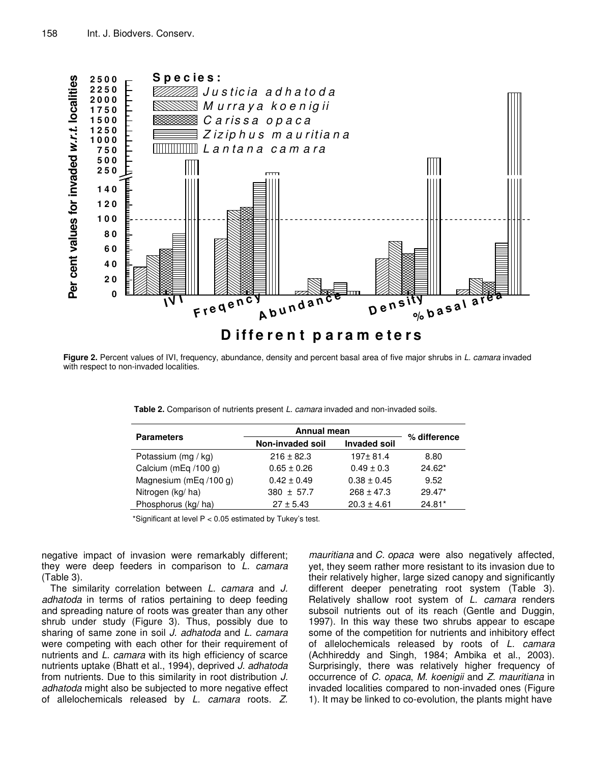**Figure 2.** Percent values of IVI, frequency, abundance, density and percent basal area of five major shrubs in *L. camara* invaded with respect to non-invaded localities.

**Table 2.** Comparison of nutrients present *L. camara* invaded and non-invaded soils.

| Parameters | Annual mean | | % difference |
|---|---|---|---|
| | Non-invaded soil | Invaded soil | |
| Potassium (mg / kg) | 216 ± 82.3 | 197± 81.4 | 8.80 |
| Calcium (mEq /100 g) | 0.65 ± 0.26 | 0.49 ± 0.3 | 24.62* |
| Magnesium (mEq /100 g) | 0.42 ± 0.49 | 0.38 ± 0.45 | 9.52 |
| Nitrogen (kg/ ha) | 380 ± 57.7 | 268 ± 47.3 | 29.47* |
| Phosphorus (kg/ ha) | 27 ± 5.43 | 20.3 ± 4.61 | 24.81* |

*Significant at level $P < 0.05$ estimated by Tukey's test.

negative impact of invasion were remarkably different; they were deep feeders in comparison to *L. camara* (Table 3).

The similarity correlation between *L. camara* and *J. adhatoda* in terms of ratios pertaining to deep feeding and spreading nature of roots was greater than any other shrub under study (Figure 3). Thus, possibly due to sharing of same zone in soil *J. adhatoda* and *L. camara* were competing with each other for their requirement of nutrients and *L. camara* with its high efficiency of scarce nutrients uptake (Bhatt et al., 1994), deprived *J. adhatoda* from nutrients. Due to this similarity in root distribution *J. adhatoda* might also be subjected to more negative effect of allelochemicals released by *L. camara* roots. *Z. mauritiana* and *C. opaca* were also negatively affected, yet, they seem rather more resistant to its invasion due to their relatively higher, large sized canopy and significantly different deeper penetrating root system (Table 3). Relatively shallow root system of *L. camara* renders subsoil nutrients out of its reach (Gentle and Duggin, 1997). In this way these two shrubs appear to escape some of the competition for nutrients and inhibitory effect of allelochemicals released by roots of *L. camara* (Achhireddy and Singh, 1984; Ambika et al., 2003). Surprisingly, there was relatively higher frequency of occurrence of *C. opaca*, *M. koenigii* and *Z. mauritiana* in invaded localities compared to non-invaded ones (Figure 1). It may be linked to co-evolution, the plants might have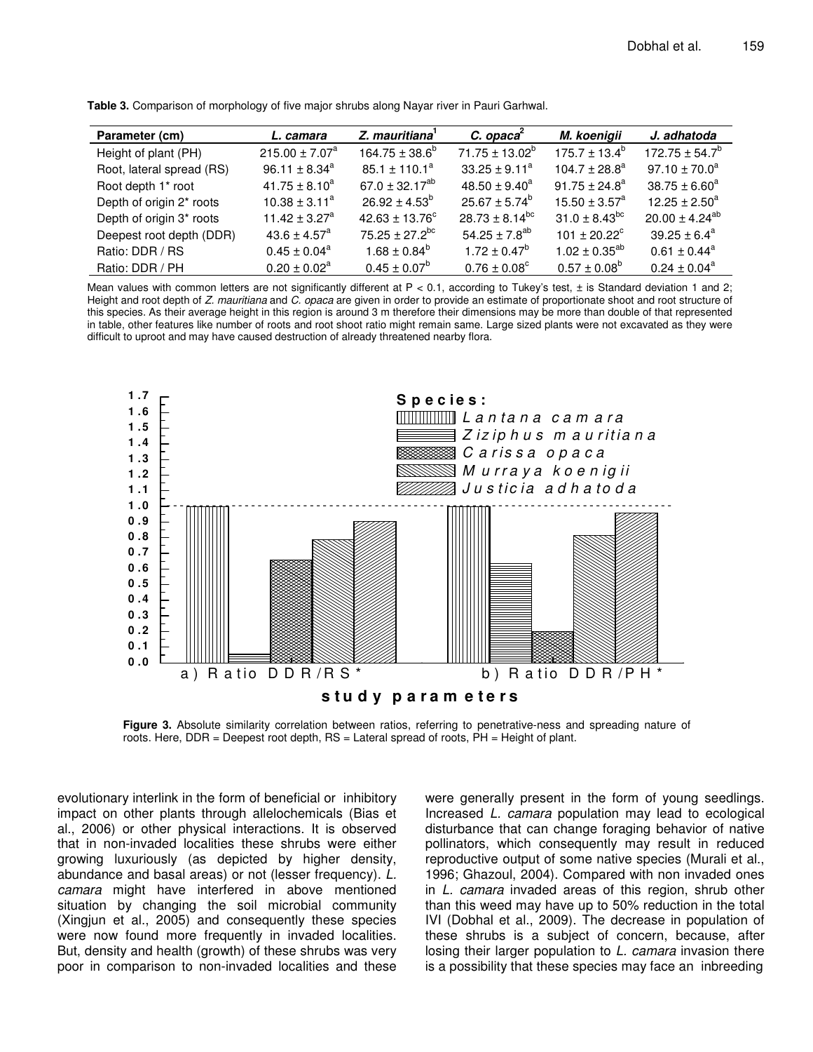**Table 3.** Comparison of morphology of five major shrubs along Nayar river in Pauri Garhwal.

| Parameter (cm) | *L. camara* | *Z. mauritiana*[1] | *C. opaca*[2] | *M. koenigii* | *J. adhatoda* |
|---|---|---|---|---|---|
| Height of plant (PH) | $215.00 \pm 7.07^{a}$ | $164.75 \pm 38.6^{b}$ | $71.75 \pm 13.02^{b}$ | $175.7 \pm 13.4^{b}$ | $172.75 \pm 54.7^{b}$ |
| Root, lateral spread (RS) | $96.11 \pm 8.34^{a}$ | $85.1 \pm 110.1^{a}$ | $33.25 \pm 9.11^{a}$ | $104.7 \pm 28.8^{a}$ | $97.10 \pm 70.0^{a}$ |
| Root depth 1* root | $41.75 \pm 8.10^{a}$ | $67.0 \pm 32.17^{ab}$ | $48.50 \pm 9.40^{a}$ | $91.75 \pm 24.8^{a}$ | $38.75 \pm 6.60^{a}$ |
| Depth of origin 2* roots | $10.38 \pm 3.11^{a}$ | $26.92 \pm 4.53^{b}$ | $25.67 \pm 5.74^{b}$ | $15.50 \pm 3.57^{a}$ | $12.25 \pm 2.50^{a}$ |
| Depth of origin 3* roots | $11.42 \pm 3.27^{a}$ | $42.63 \pm 13.76^{c}$ | $28.73 \pm 8.14^{bc}$ | $31.0 \pm 8.43^{bc}$ | $20.00 \pm 4.24^{ab}$ |
| Deepest root depth (DDR) | $43.6 \pm 4.57^{a}$ | $75.25 \pm 27.2^{bc}$ | $54.25 \pm 7.8^{ab}$ | $101 \pm 20.22^{c}$ | $39.25 \pm 6.4^{a}$ |
| Ratio: DDR / RS | $0.45 \pm 0.04^{a}$ | $1.68 \pm 0.84^{b}$ | $1.72 \pm 0.47^{b}$ | $1.02 \pm 0.35^{ab}$ | $0.61 \pm 0.44^{a}$ |
| Ratio: DDR / PH | $0.20 \pm 0.02^{a}$ | $0.45 \pm 0.07^{b}$ | $0.76 \pm 0.08^{c}$ | $0.57 \pm 0.08^{b}$ | $0.24 \pm 0.04^{a}$ |

Mean values with common letters are not significantly different at $P < 0.1$, according to Tukey's test, ± is Standard deviation 1 and 2; Height and root depth of *Z. mauritiana* and *C. opaca* are given in order to provide an estimate of proportionate shoot and root structure of this species. As their average height in this region is around 3 m therefore their dimensions may be more than double of that represented in table, other features like number of roots and root shoot ratio might remain same. Large sized plants were not excavated as they were difficult to uproot and may have caused destruction of already threatened nearby flora.

**Figure 3.** Absolute similarity correlation between ratios, referring to penetrative-ness and spreading nature of roots. Here, DDR = Deepest root depth, RS = Lateral spread of roots, PH = Height of plant.

evolutionary interlink in the form of beneficial or inhibitory impact on other plants through allelochemicals (Bias et al., 2006) or other physical interactions. It is observed that in non-invaded localities these shrubs were either growing luxuriously (as depicted by higher density, abundance and basal areas) or not (lesser frequency). *L. camara* might have interfered in above mentioned situation by changing the soil microbial community (Xingjun et al., 2005) and consequently these species were now found more frequently in invaded localities. But, density and health (growth) of these shrubs was very poor in comparison to non-invaded localities and these were generally present in the form of young seedlings. Increased *L. camara* population may lead to ecological disturbance that can change foraging behavior of native pollinators, which consequently may result in reduced reproductive output of some native species (Murali et al., 1996; Ghazoul, 2004). Compared with non invaded ones in *L. camara* invaded areas of this region, shrub other than this weed may have up to 50% reduction in the total IVI (Dobhal et al., 2009). The decrease in population of these shrubs is a subject of concern, because, after losing their larger population to *L. camara* invasion there is a possibility that these species may face an inbreeding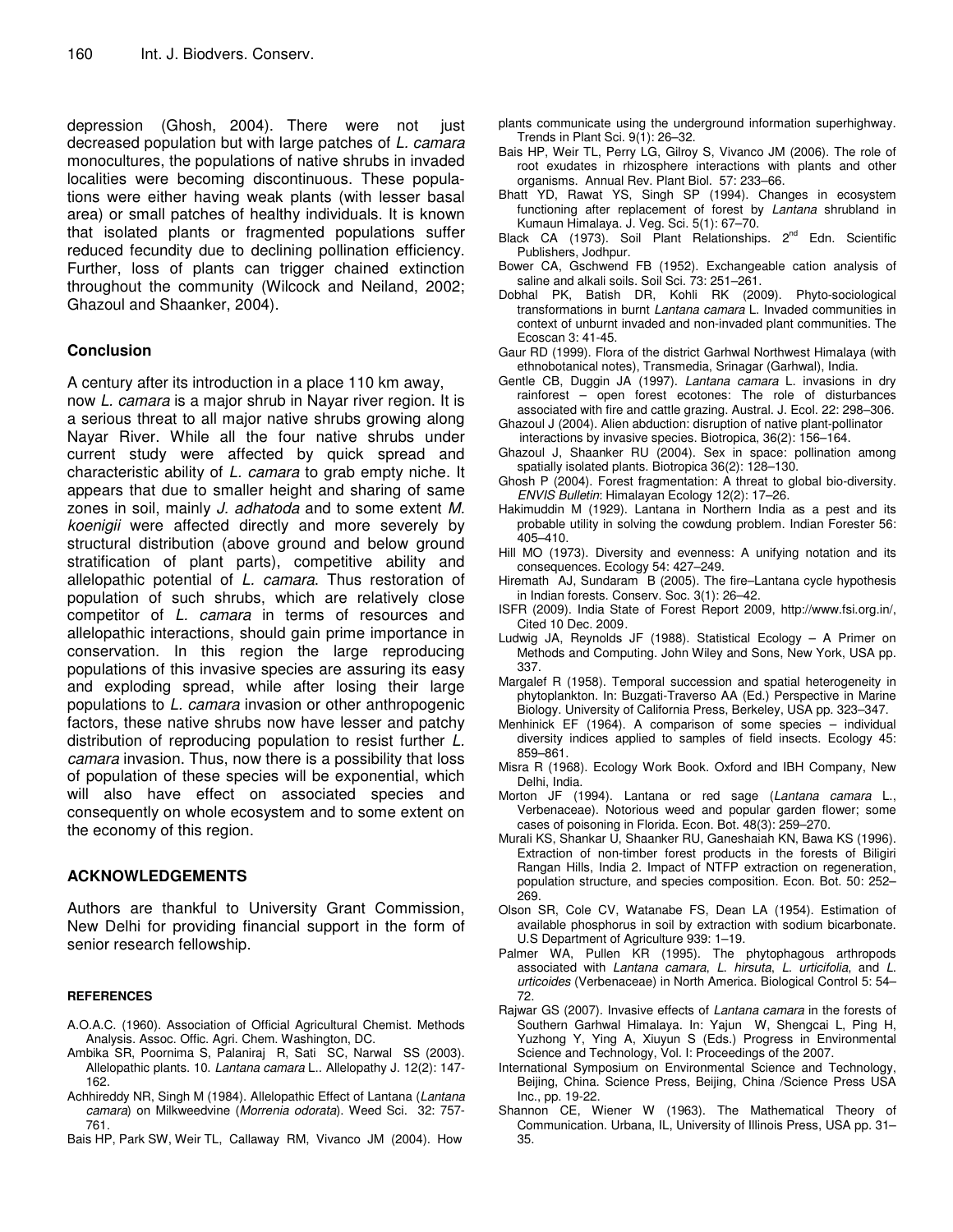depression (Ghosh, 2004). There were not just decreased population but with large patches of *L. camara* monocultures, the populations of native shrubs in invaded localities were becoming discontinuous. These populations were either having weak plants (with lesser basal area) or small patches of healthy individuals. It is known that isolated plants or fragmented populations suffer reduced fecundity due to declining pollination efficiency. Further, loss of plants can trigger chained extinction throughout the community (Wilcock and Neiland, 2002; Ghazoul and Shaanker, 2004).

## Conclusion

A century after its introduction in a place 110 km away, now *L. camara* is a major shrub in Nayar river region. It is a serious threat to all major native shrubs growing along Nayar River. While all the four native shrubs under current study were affected by quick spread and characteristic ability of *L. camara* to grab empty niche. It appears that due to smaller height and sharing of same zones in soil, mainly *J. adhatoda* and to some extent *M. koenigii* were affected directly and more severely by structural distribution (above ground and below ground stratification of plant parts), competitive ability and allelopathic potential of *L. camara*. Thus restoration of population of such shrubs, which are relatively close competitor of *L. camara* in terms of resources and allelopathic interactions, should gain prime importance in conservation. In this region the large reproducing populations of this invasive species are assuring its easy and exploding spread, while after losing their large populations to *L. camara* invasion or other anthropogenic factors, these native shrubs now have lesser and patchy distribution of reproducing population to resist further *L. camara* invasion. Thus, now there is a possibility that loss of population of these species will be exponential, which will also have effect on associated species and consequently on whole ecosystem and to some extent on the economy of this region.

## ACKNOWLEDGEMENTS

Authors are thankful to University Grant Commission, New Delhi for providing financial support in the form of senior research fellowship.

### REFERENCES

A.O.A.C. (1960). Association of Official Agricultural Chemist. Methods Analysis. Assoc. Offic. Agri. Chem. Washington, DC.

Ambika SR, Poornima S, Palaniraj R, Sati SC, Narwal SS (2003). Allelopathic plants. 10. *Lantana camara* L.. Allelopathy J. 12(2): 147-162.

Achhireddy NR, Singh M (1984). Allelopathic Effect of Lantana (*Lantana camara*) on Milkweedvine (*Morrenia odorata*). Weed Sci. 32: 757-761.

Bais HP, Park SW, Weir TL, Callaway RM, Vivanco JM (2004). How plants communicate using the underground information superhighway. Trends in Plant Sci. 9(1): 26–32.

Bais HP, Weir TL, Perry LG, Gilroy S, Vivanco JM (2006). The role of root exudates in rhizosphere interactions with plants and other organisms. Annual Rev. Plant Biol. 57: 233–66.

Bhatt YD, Rawat YS, Singh SP (1994). Changes in ecosystem functioning after replacement of forest by *Lantana* shrubland in Kumaun Himalaya. J. Veg. Sci. 5(1): 67–70.

Black CA (1973). Soil Plant Relationships. 2nd Edn. Scientific Publishers, Jodhpur.

Bower CA, Gschwend FB (1952). Exchangeable cation analysis of saline and alkali soils. Soil Sci. 73: 251–261.

Dobhal PK, Batish DR, Kohli RK (2009). Phyto-sociological transformations in burnt *Lantana camara* L. Invaded communities in context of unburnt invaded and non-invaded plant communities. The Ecoscan 3: 41-45.

Gaur RD (1999). Flora of the district Garhwal Northwest Himalaya (with ethnobotanical notes), Transmedia, Srinagar (Garhwal), India.

Gentle CB, Duggin JA (1997). *Lantana camara* L. invasions in dry rainforest – open forest ecotones: The role of disturbances associated with fire and cattle grazing. Austral. J. Ecol. 22: 298–306.

Ghazoul J (2004). Alien abduction: disruption of native plant-pollinator interactions by invasive species. Biotropica, 36(2): 156–164.

Ghazoul J, Shaanker RU (2004). Sex in space: pollination among spatially isolated plants. Biotropica 36(2): 128–130.

Ghosh P (2004). Forest fragmentation: A threat to global bio-diversity. *ENVIS Bulletin*: Himalayan Ecology 12(2): 17–26.

Hakimuddin M (1929). Lantana in Northern India as a pest and its probable utility in solving the cowdung problem. Indian Forester 56: 405–410.

Hill MO (1973). Diversity and evenness: A unifying notation and its consequences. Ecology 54: 427–249.

Hiremath AJ, Sundaram B (2005). The fire–Lantana cycle hypothesis in Indian forests. Conserv. Soc. 3(1): 26–42.

ISFR (2009). India State of Forest Report 2009, http://www.fsi.org.in/, Cited 10 Dec. 2009.

Ludwig JA, Reynolds JF (1988). Statistical Ecology – A Primer on Methods and Computing. John Wiley and Sons, New York, USA pp. 337.

Margalef R (1958). Temporal succession and spatial heterogeneity in phytoplankton. In: Buzgati-Traverso AA (Ed.) Perspective in Marine Biology. University of California Press, Berkeley, USA pp. 323–347.

Menhinick EF (1964). A comparison of some species – individual diversity indices applied to samples of field insects. Ecology 45: 859–861.

Misra R (1968). Ecology Work Book. Oxford and IBH Company, New Delhi, India.

Morton JF (1994). Lantana or red sage (*Lantana camara* L., Verbenaceae). Notorious weed and popular garden flower; some cases of poisoning in Florida. Econ. Bot. 48(3): 259–270.

Murali KS, Shankar U, Shaanker RU, Ganeshaiah KN, Bawa KS (1996). Extraction of non-timber forest products in the forests of Biligiri Rangan Hills, India 2. Impact of NTFP extraction on regeneration, population structure, and species composition. Econ. Bot. 50: 252–269.

Olson SR, Cole CV, Watanabe FS, Dean LA (1954). Estimation of available phosphorus in soil by extraction with sodium bicarbonate. U.S Department of Agriculture 939: 1–19.

Palmer WA, Pullen KR (1995). The phytophagous arthropods associated with *Lantana camara*, *L. hirsuta*, *L. urticifolia*, and *L. urticoides* (Verbenaceae) in North America. Biological Control 5: 54–72.

Rajwar GS (2007). Invasive effects of *Lantana camara* in the forests of Southern Garhwal Himalaya. In: Yajun W, Shengcai L, Ping H, Yuzhong Y, Ying A, Xiuyun S (Eds.) Progress in Environmental Science and Technology, Vol. I: Proceedings of the 2007.

International Symposium on Environmental Science and Technology, Beijing, China. Science Press, Beijing, China /Science Press USA Inc., pp. 19-22.

Shannon CE, Wiener W (1963). The Mathematical Theory of Communication. Urbana, IL, University of Illinois Press, USA pp. 31–35.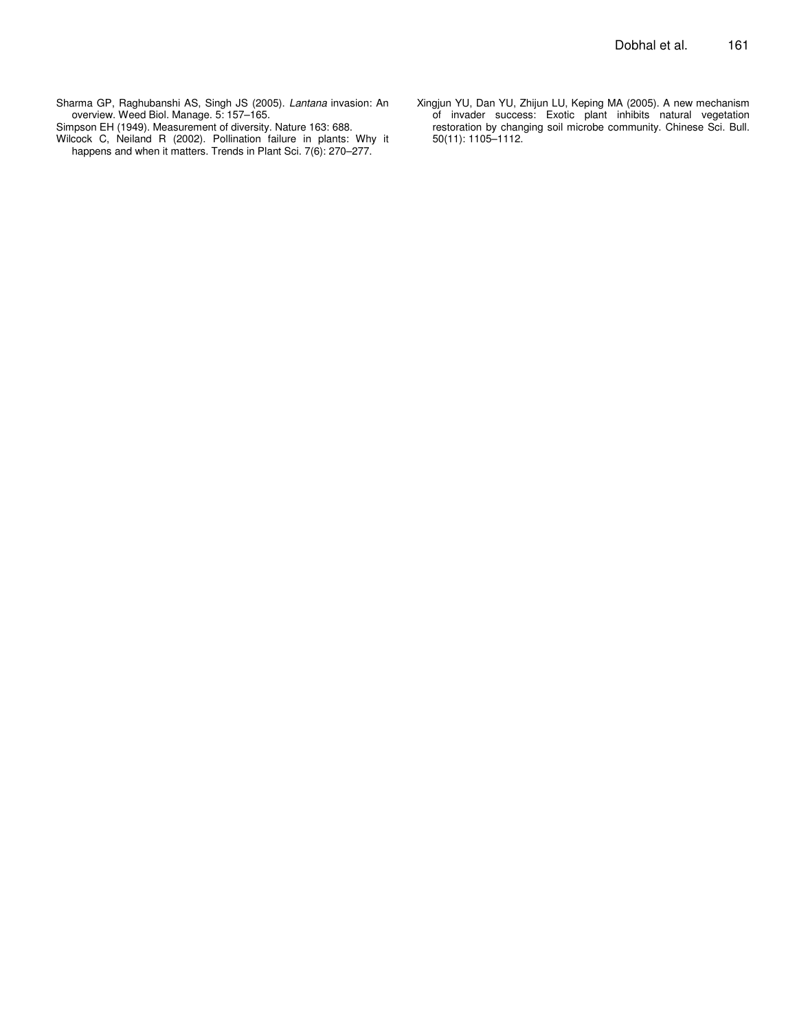Sharma GP, Raghubanshi AS, Singh JS (2005). *Lantana* invasion: An overview. Weed Biol. Manage. 5: 157–165.

Simpson EH (1949). Measurement of diversity. Nature 163: 688.

Wilcock C, Neiland R (2002). Pollination failure in plants: Why it happens and when it matters. Trends in Plant Sci. 7(6): 270–277.

Xingjun YU, Dan YU, Zhijun LU, Keping MA (2005). A new mechanism of invader success: Exotic plant inhibits natural vegetation restoration by changing soil microbe community. Chinese Sci. Bull. 50(11): 1105–1112.